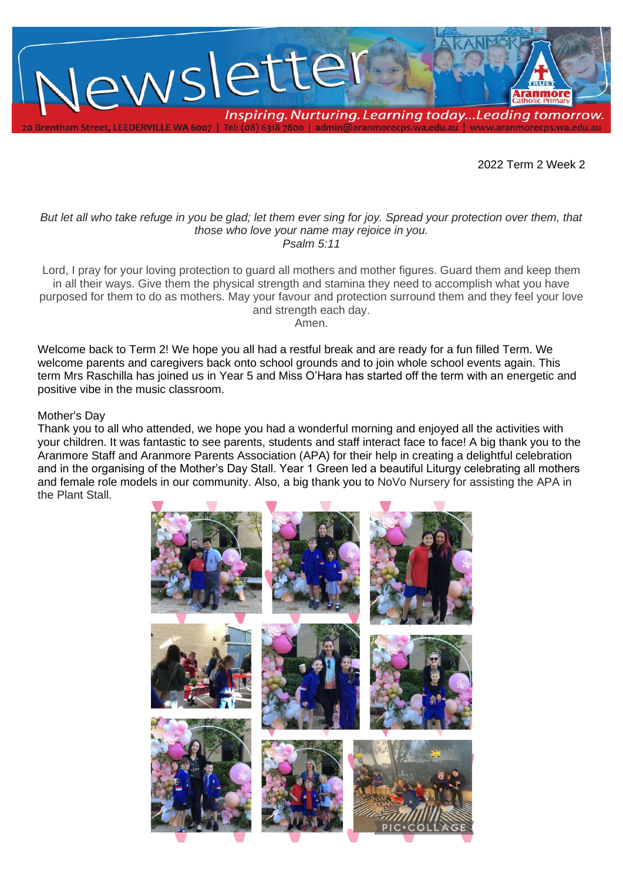# Newsletter

*Inspiring. Nurturing. Learning today...Leading tomorrow.*

20 Brentham Street, LEEDERVILLE WA 6007 | Tel: (08) 6318 7800 | admin@aranmorecps.wa.edu.au | www.aranmorecps.wa.edu.au

2022 Term 2 Week 2

*But let all who take refuge in you be glad; let them ever sing for joy. Spread your protection over them, that those who love your name may rejoice in you.*
*Psalm 5:11*

Lord, I pray for your loving protection to guard all mothers and mother figures. Guard them and keep them in all their ways. Give them the physical strength and stamina they need to accomplish what you have purposed for them to do as mothers. May your favour and protection surround them and they feel your love and strength each day.
Amen.

Welcome back to Term 2! We hope you all had a restful break and are ready for a fun filled Term. We welcome parents and caregivers back onto school grounds and to join whole school events again. This term Mrs Raschilla has joined us in Year 5 and Miss O'Hara has started off the term with an energetic and positive vibe in the music classroom.

## Mother's Day

Thank you to all who attended, we hope you had a wonderful morning and enjoyed all the activities with your children. It was fantastic to see parents, students and staff interact face to face! A big thank you to the Aranmore Staff and Aranmore Parents Association (APA) for their help in creating a delightful celebration and in the organising of the Mother's Day Stall. Year 1 Green led a beautiful Liturgy celebrating all mothers and female role models in our community. Also, a big thank you to NoVo Nursery for assisting the APA in the Plant Stall.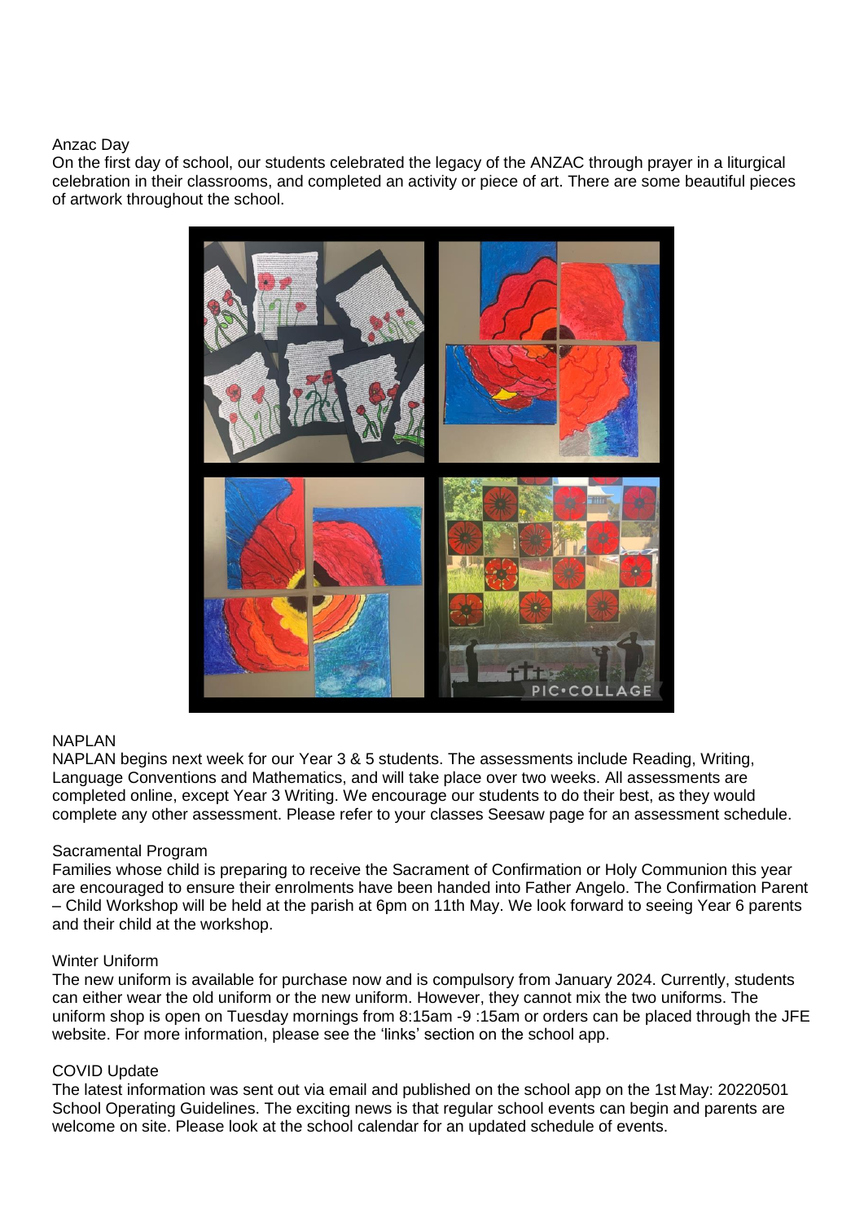## Anzac Day

On the first day of school, our students celebrated the legacy of the ANZAC through prayer in a liturgical celebration in their classrooms, and completed an activity or piece of art. There are some beautiful pieces of artwork throughout the school.

## NAPLAN

NAPLAN begins next week for our Year 3 & 5 students. The assessments include Reading, Writing, Language Conventions and Mathematics, and will take place over two weeks. All assessments are completed online, except Year 3 Writing. We encourage our students to do their best, as they would complete any other assessment. Please refer to your classes Seesaw page for an assessment schedule.

## Sacramental Program

Families whose child is preparing to receive the Sacrament of Confirmation or Holy Communion this year are encouraged to ensure their enrolments have been handed into Father Angelo. The Confirmation Parent – Child Workshop will be held at the parish at 6pm on 11th May. We look forward to seeing Year 6 parents and their child at the workshop.

## Winter Uniform

The new uniform is available for purchase now and is compulsory from January 2024. Currently, students can either wear the old uniform or the new uniform. However, they cannot mix the two uniforms. The uniform shop is open on Tuesday mornings from 8:15am -9 :15am or orders can be placed through the JFE website. For more information, please see the 'links' section on the school app.

## COVID Update

The latest information was sent out via email and published on the school app on the 1st May: 20220501 School Operating Guidelines. The exciting news is that regular school events can begin and parents are welcome on site. Please look at the school calendar for an updated schedule of events.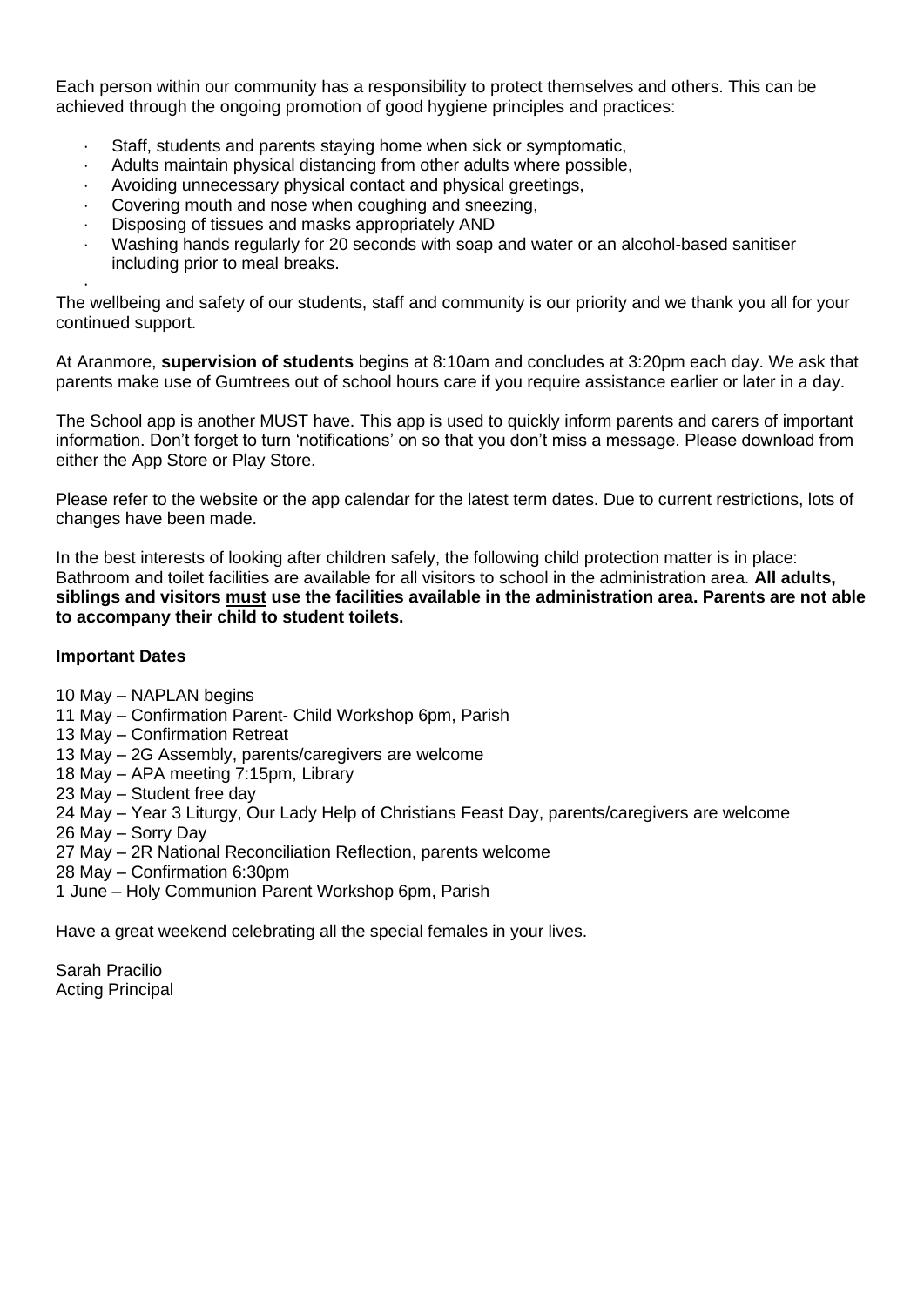Each person within our community has a responsibility to protect themselves and others. This can be achieved through the ongoing promotion of good hygiene principles and practices:

- Staff, students and parents staying home when sick or symptomatic,
- Adults maintain physical distancing from other adults where possible,
- Avoiding unnecessary physical contact and physical greetings,
- Covering mouth and nose when coughing and sneezing,
- Disposing of tissues and masks appropriately AND
- Washing hands regularly for 20 seconds with soap and water or an alcohol-based sanitiser including prior to meal breaks.

The wellbeing and safety of our students, staff and community is our priority and we thank you all for your continued support.

At Aranmore, **supervision of students** begins at 8:10am and concludes at 3:20pm each day. We ask that parents make use of Gumtrees out of school hours care if you require assistance earlier or later in a day.

The School app is another MUST have. This app is used to quickly inform parents and carers of important information. Don't forget to turn 'notifications' on so that you don't miss a message. Please download from either the App Store or Play Store.

Please refer to the website or the app calendar for the latest term dates. Due to current restrictions, lots of changes have been made.

In the best interests of looking after children safely, the following child protection matter is in place: Bathroom and toilet facilities are available for all visitors to school in the administration area. **All adults, siblings and visitors <u>must</u> use the facilities available in the administration area. Parents are not able to accompany their child to student toilets.**

**Important Dates**

10 May – NAPLAN begins
11 May – Confirmation Parent- Child Workshop 6pm, Parish
13 May – Confirmation Retreat
13 May – 2G Assembly, parents/caregivers are welcome
18 May – APA meeting 7:15pm, Library
23 May – Student free day
24 May – Year 3 Liturgy, Our Lady Help of Christians Feast Day, parents/caregivers are welcome
26 May – Sorry Day
27 May – 2R National Reconciliation Reflection, parents welcome
28 May – Confirmation 6:30pm
1 June – Holy Communion Parent Workshop 6pm, Parish

Have a great weekend celebrating all the special females in your lives.

Sarah Pracilio
Acting Principal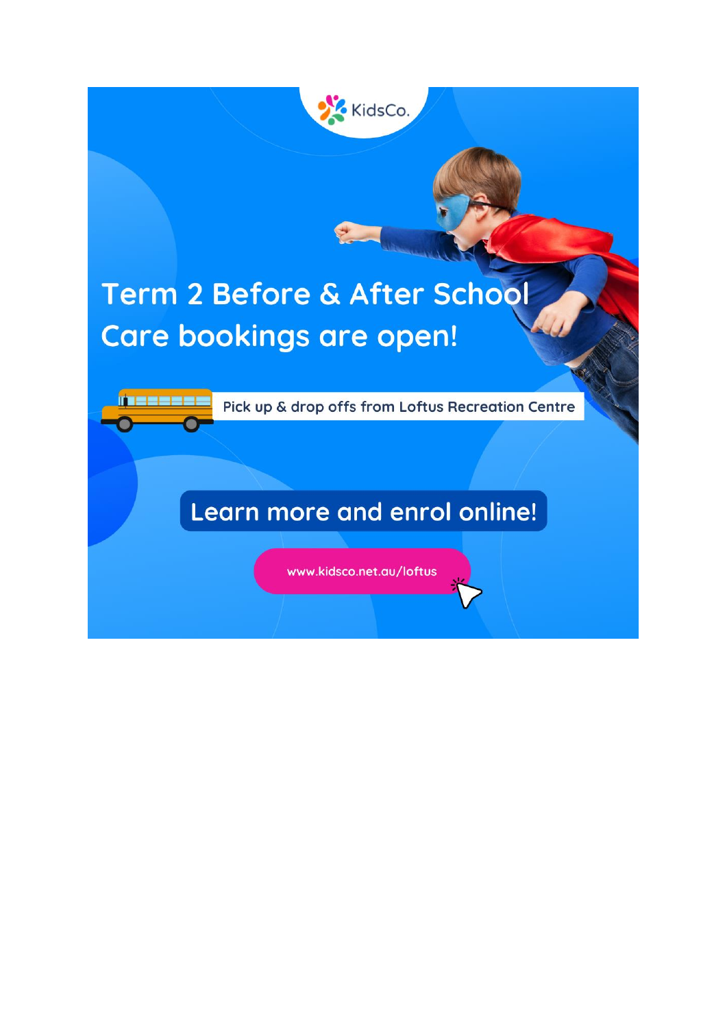KidsCo.

# Term 2 Before & After School Care bookings are open!

Pick up & drop offs from Loftus Recreation Centre

**Learn more and enrol online!**

www.kidsco.net.au/loftus